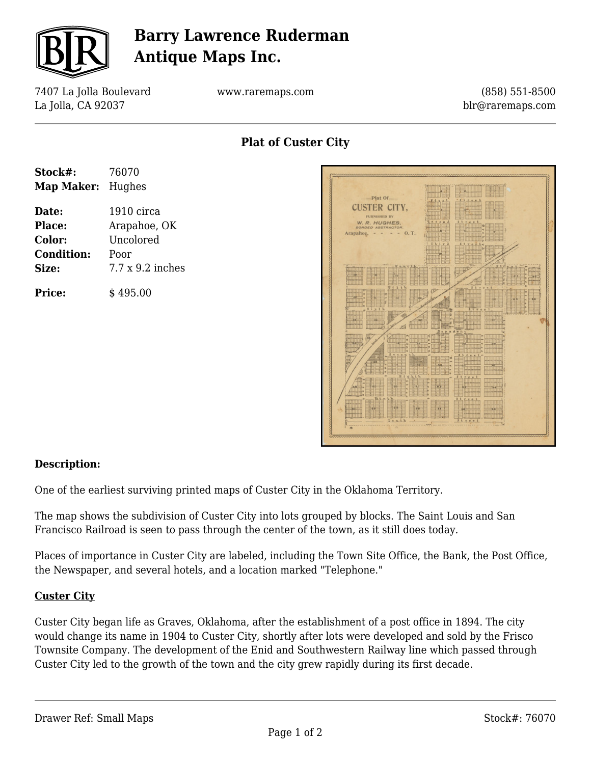# Barry Lawrence Ruderman Antique Maps Inc.

7407 La Jolla Boulevard
La Jolla, CA 92037

www.raremaps.com

(858) 551-8500
blr@raremaps.com

## Plat of Custer City

| | |
|---|---|
| **Stock#:** | 76070 |
| **Map Maker:** | Hughes |
| **Date:** | 1910 circa |
| **Place:** | Arapahoe, OK |
| **Color:** | Uncolored |
| **Condition:** | Poor |
| **Size:** | 7.7 x 9.2 inches |
| **Price:** | $ 495.00 |

### Description:

One of the earliest surviving printed maps of Custer City in the Oklahoma Territory.

The map shows the subdivision of Custer City into lots grouped by blocks. The Saint Louis and San Francisco Railroad is seen to pass through the center of the town, as it still does today.

Places of importance in Custer City are labeled, including the Town Site Office, the Bank, the Post Office, the Newspaper, and several hotels, and a location marked "Telephone."

#### Custer City

Custer City began life as Graves, Oklahoma, after the establishment of a post office in 1894. The city would change its name in 1904 to Custer City, shortly after lots were developed and sold by the Frisco Townsite Company. The development of the Enid and Southwestern Railway line which passed through Custer City led to the growth of the town and the city grew rapidly during its first decade.

Drawer Ref: Small Maps

Stock#: 76070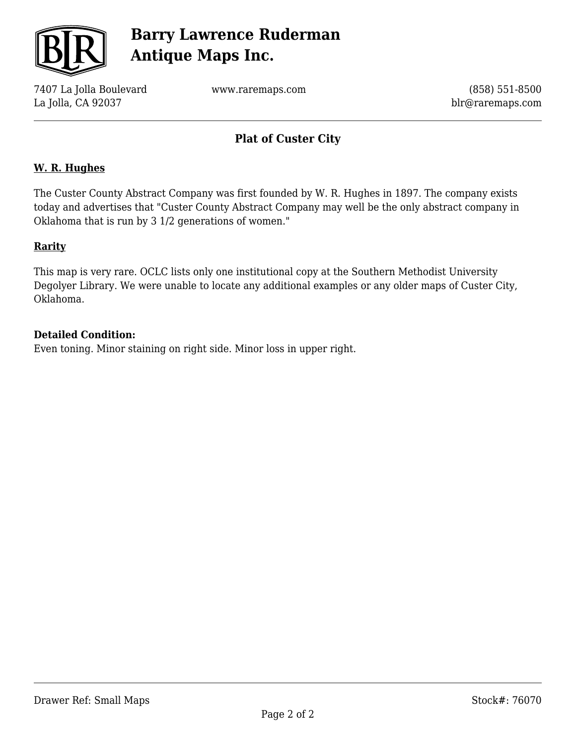## Plat of Custer City

**W. R. Hughes**

The Custer County Abstract Company was first founded by W. R. Hughes in 1897. The company exists today and advertises that "Custer County Abstract Company may well be the only abstract company in Oklahoma that is run by 3 1/2 generations of women."

**Rarity**

This map is very rare. OCLC lists only one institutional copy at the Southern Methodist University Degolyer Library. We were unable to locate any additional examples or any older maps of Custer City, Oklahoma.

**Detailed Condition:**

Even toning. Minor staining on right side. Minor loss in upper right.